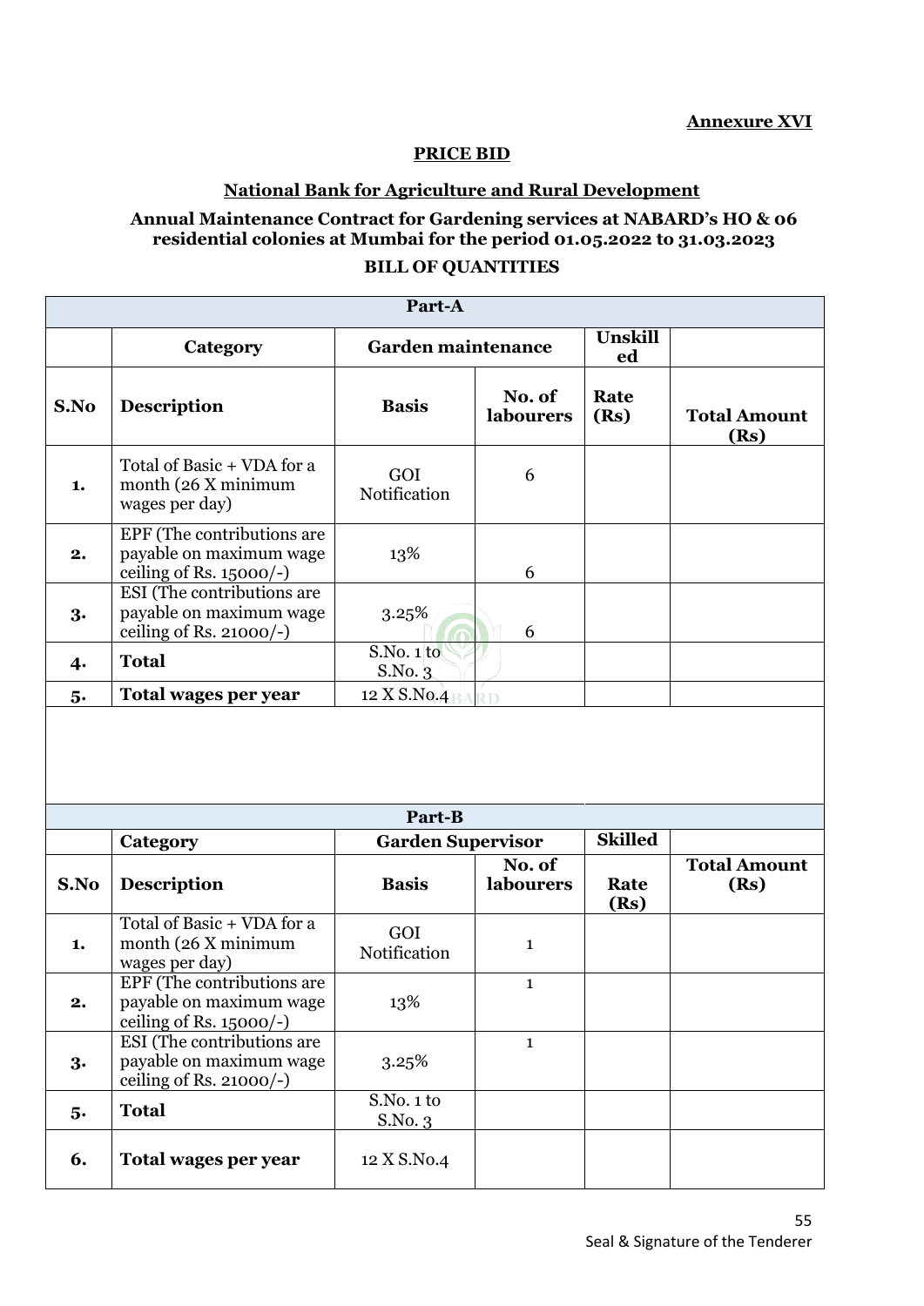**Annexure XVI**

**PRICE BID**

**National Bank for Agriculture and Rural Development**

**Annual Maintenance Contract for Gardening services at NABARD's HO & 06 residential colonies at Mumbai for the period 01.05.2022 to 31.03.2023**

**BILL OF QUANTITIES**

| Part-A | | | | | |
|---|---|---|---|---|---|
| | **Category** | **Garden maintenance** | | **Unskilled** | |
| **S.No** | **Description** | **Basis** | **No. of labourers** | **Rate (Rs)** | **Total Amount (Rs)** |
| **1.** | Total of Basic + VDA for a month (26 X minimum wages per day) | GOI Notification | 6 | | |
| **2.** | EPF (The contributions are payable on maximum wage ceiling of Rs. 15000/-) | 13% | 6 | | |
| **3.** | ESI (The contributions are payable on maximum wage ceiling of Rs. 21000/-) | 3.25% | 6 | | |
| **4.** | **Total** | S.No. 1 to S.No. 3 | | | |
| **5.** | **Total wages per year** | 12 X S.No.4 | | | |

| Part-B | | | | | |
|---|---|---|---|---|---|
| | **Category** | **Garden Supervisor** | | **Skilled** | |
| **S.No** | **Description** | **Basis** | **No. of labourers** | **Rate (Rs)** | **Total Amount (Rs)** |
| **1.** | Total of Basic + VDA for a month (26 X minimum wages per day) | GOI Notification | 1 | | |
| **2.** | EPF (The contributions are payable on maximum wage ceiling of Rs. 15000/-) | 13% | 1 | | |
| **3.** | ESI (The contributions are payable on maximum wage ceiling of Rs. 21000/-) | 3.25% | 1 | | |
| **5.** | **Total** | S.No. 1 to S.No. 3 | | | |
| **6.** | **Total wages per year** | 12 X S.No.4 | | | |

Seal & Signature of the Tenderer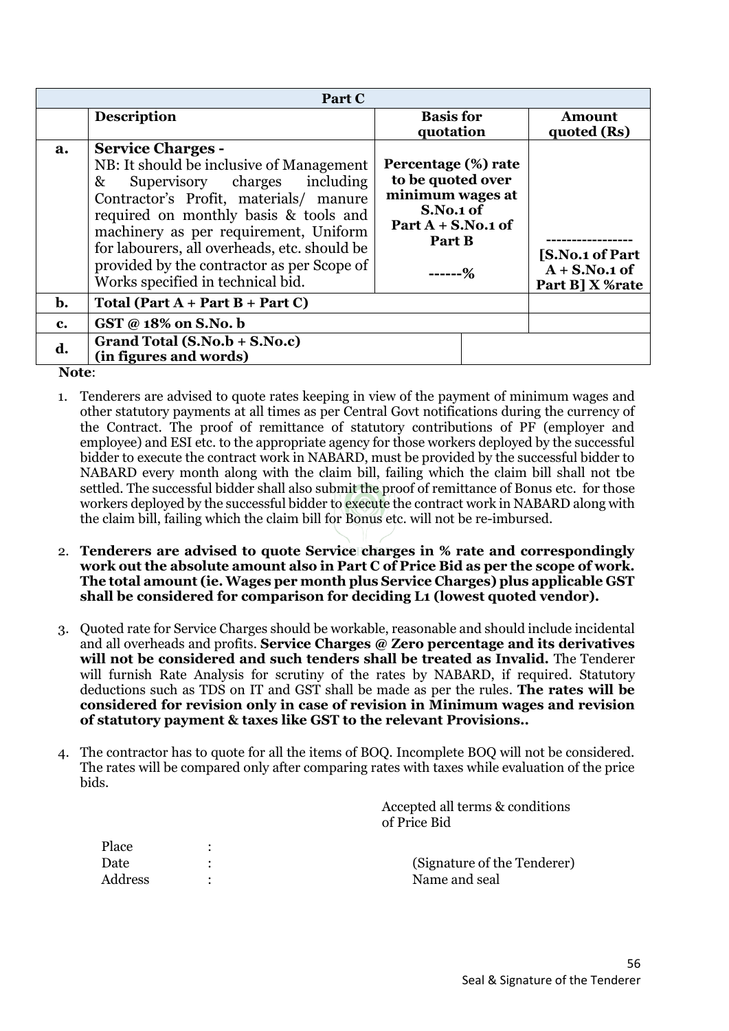| Part C | | | |
|---|---|---|---|
| | **Description** | **Basis for quotation** | **Amount quoted (Rs)** |
| **a.** | **Service Charges -** NB: It should be inclusive of Management & Supervisory charges including Contractor's Profit, materials/ manure required on monthly basis & tools and machinery as per requirement, Uniform for labourers, all overheads, etc. should be provided by the contractor as per Scope of Works specified in technical bid. | **Percentage (%) rate to be quoted over minimum wages at S.No.1 of Part A + S.No.1 of Part B** **------%** | **-----------------** **[S.No.1 of Part A + S.No.1 of Part B] X %rate** |
| **b.** | **Total (Part A + Part B + Part C)** | | |
| **c.** | **GST @ 18% on S.No. b** | | |
| **d.** | **Grand Total (S.No.b + S.No.c) (in figures and words)** | | |

**Note**:

1. Tenderers are advised to quote rates keeping in view of the payment of minimum wages and other statutory payments at all times as per Central Govt notifications during the currency of the Contract. The proof of remittance of statutory contributions of PF (employer and employee) and ESI etc. to the appropriate agency for those workers deployed by the successful bidder to execute the contract work in NABARD, must be provided by the successful bidder to NABARD every month along with the claim bill, failing which the claim bill shall not tbe settled. The successful bidder shall also submit the proof of remittance of Bonus etc. for those workers deployed by the successful bidder to execute the contract work in NABARD along with the claim bill, failing which the claim bill for Bonus etc. will not be re-imbursed.

2. **Tenderers are advised to quote Service charges in % rate and correspondingly work out the absolute amount also in Part C of Price Bid as per the scope of work. The total amount (ie. Wages per month plus Service Charges) plus applicable GST shall be considered for comparison for deciding L1 (lowest quoted vendor).**

3. Quoted rate for Service Charges should be workable, reasonable and should include incidental and all overheads and profits. **Service Charges @ Zero percentage and its derivatives will not be considered and such tenders shall be treated as Invalid.** The Tenderer will furnish Rate Analysis for scrutiny of the rates by NABARD, if required. Statutory deductions such as TDS on IT and GST shall be made as per the rules. **The rates will be considered for revision only in case of revision in Minimum wages and revision of statutory payment & taxes like GST to the relevant Provisions..**

4. The contractor has to quote for all the items of BOQ. Incomplete BOQ will not be considered. The rates will be compared only after comparing rates with taxes while evaluation of the price bids.

Accepted all terms & conditions of Price Bid

Place :

Date : (Signature of the Tenderer)

Address : Name and seal

Seal & Signature of the Tenderer